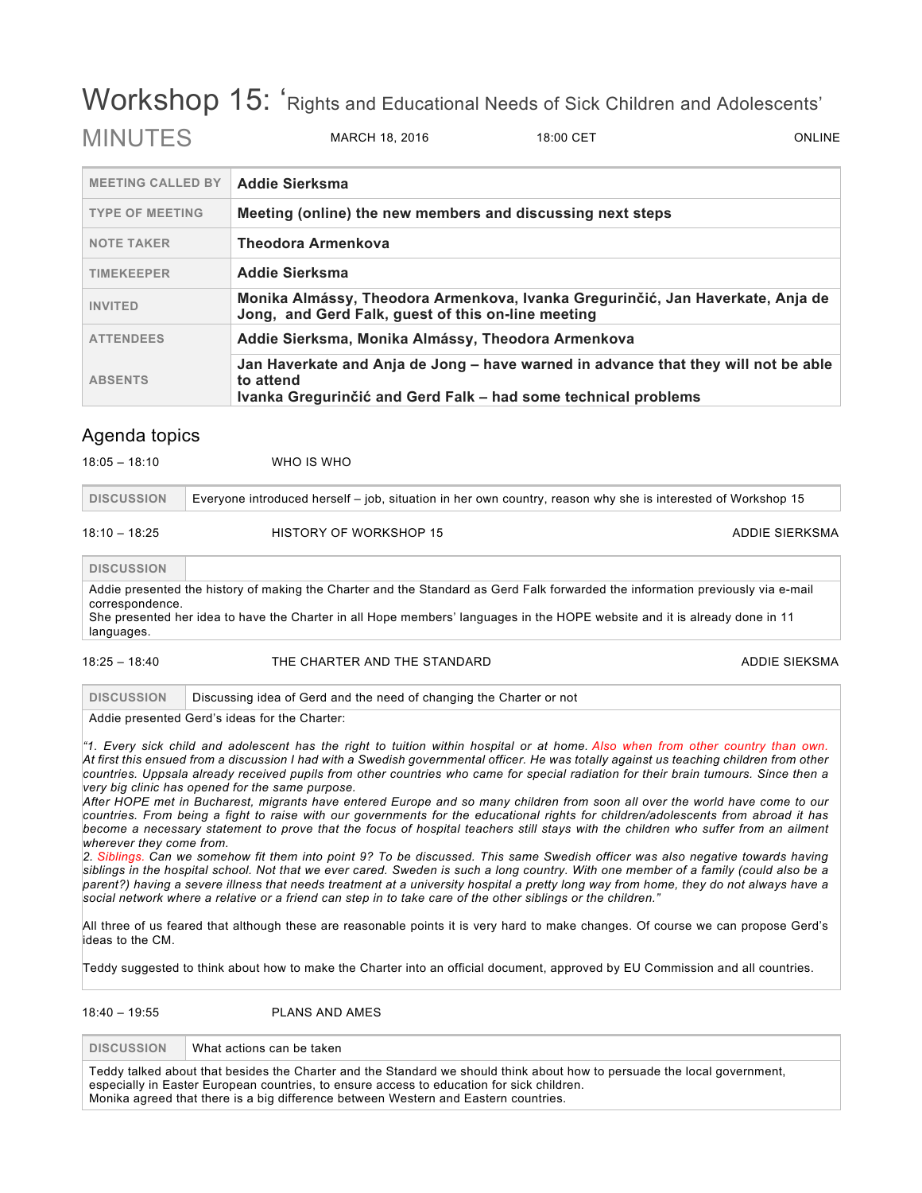# Workshop 15: 'Rights and Educational Needs of Sick Children and Adolescents'

## MINUTES

MARCH 18, 2016 | 18:00 CET | ONLINE

| | |
|---|---|
| MEETING CALLED BY | **Addie Sierksma** |
| TYPE OF MEETING | **Meeting (online) the new members and discussing next steps** |
| NOTE TAKER | **Theodora Armenkova** |
| TIMEKEEPER | **Addie Sierksma** |
| INVITED | **Monika Almássy, Theodora Armenkova, Ivanka Gregurinčić, Jan Haverkate, Anja de Jong, and Gerd Falk, guest of this on-line meeting** |
| ATTENDEES | **Addie Sierksma, Monika Almássy, Theodora Armenkova** |
| ABSENTS | **Jan Haverkate and Anja de Jong – have warned in advance that they will not be able to attend**<br>**Ivanka Gregurinčić and Gerd Falk – had some technical problems** |

## Agenda topics

18:05 – 18:10 WHO IS WHO

| DISCUSSION | Everyone introduced herself – job, situation in her own country, reason why she is interested of Workshop 15 |
|---|---|

18:10 – 18:25 HISTORY OF WORKSHOP 15 ADDIE SIERKSMA

**DISCUSSION**

Addie presented the history of making the Charter and the Standard as Gerd Falk forwarded the information previously via e-mail correspondence.
She presented her idea to have the Charter in all Hope members' languages in the HOPE website and it is already done in 11 languages.

18:25 – 18:40 THE CHARTER AND THE STANDARD ADDIE SIEKSMA

| DISCUSSION | Discussing idea of Gerd and the need of changing the Charter or not |
|---|---|

Addie presented Gerd's ideas for the Charter:

*"1. Every sick child and adolescent has the right to tuition within hospital or at home. Also when from other country than own. At first this ensued from a discussion I had with a Swedish governmental officer. He was totally against us teaching children from other countries. Uppsala already received pupils from other countries who came for special radiation for their brain tumours. Since then a very big clinic has opened for the same purpose.*
*After HOPE met in Bucharest, migrants have entered Europe and so many children from soon all over the world have come to our countries. From being a fight to raise with our governments for the educational rights for children/adolescents from abroad it has become a necessary statement to prove that the focus of hospital teachers still stays with the children who suffer from an ailment wherever they come from.*
*2. Siblings. Can we somehow fit them into point 9? To be discussed. This same Swedish officer was also negative towards having siblings in the hospital school. Not that we ever cared. Sweden is such a long country. With one member of a family (could also be a parent?) having a severe illness that needs treatment at a university hospital a pretty long way from home, they do not always have a social network where a relative or a friend can step in to take care of the other siblings or the children."*

All three of us feared that although these are reasonable points it is very hard to make changes. Of course we can propose Gerd's ideas to the CM.

Teddy suggested to think about how to make the Charter into an official document, approved by EU Commission and all countries.

18:40 – 19:55 PLANS AND AMES

| DISCUSSION | What actions can be taken |
|---|---|

Teddy talked about that besides the Charter and the Standard we should think about how to persuade the local government, especially in Easter European countries, to ensure access to education for sick children.
Monika agreed that there is a big difference between Western and Eastern countries.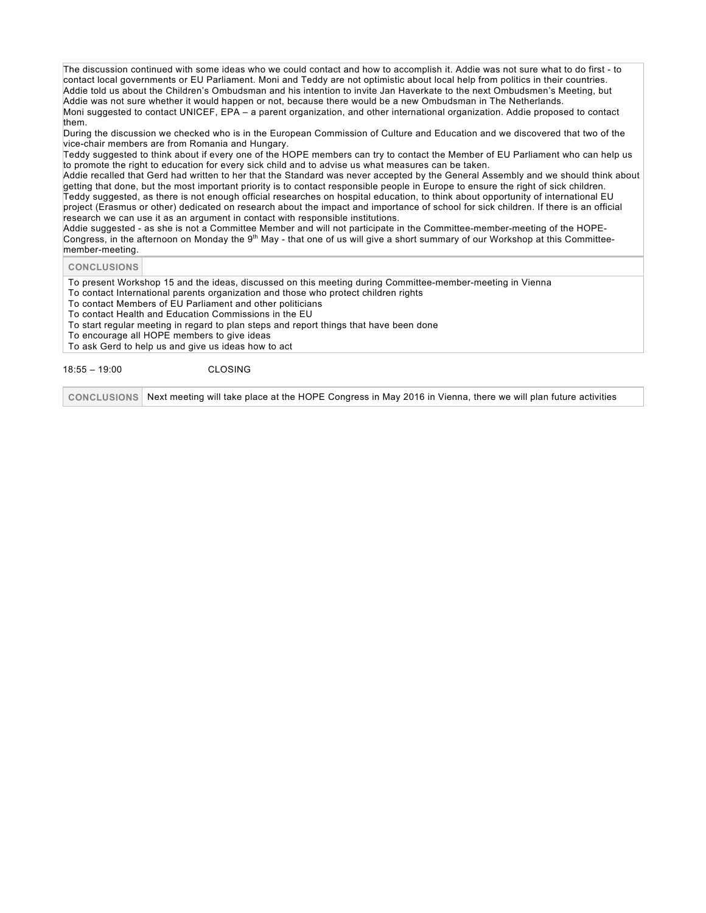The discussion continued with some ideas who we could contact and how to accomplish it. Addie was not sure what to do first - to contact local governments or EU Parliament. Moni and Teddy are not optimistic about local help from politics in their countries.
Addie told us about the Children's Ombudsman and his intention to invite Jan Haverkate to the next Ombudsmen's Meeting, but Addie was not sure whether it would happen or not, because there would be a new Ombudsman in The Netherlands.
Moni suggested to contact UNICEF, EPA – a parent organization, and other international organization. Addie proposed to contact them.
During the discussion we checked who is in the European Commission of Culture and Education and we discovered that two of the vice-chair members are from Romania and Hungary.
Teddy suggested to think about if every one of the HOPE members can try to contact the Member of EU Parliament who can help us to promote the right to education for every sick child and to advise us what measures can be taken.
Addie recalled that Gerd had written to her that the Standard was never accepted by the General Assembly and we should think about getting that done, but the most important priority is to contact responsible people in Europe to ensure the right of sick children.
Teddy suggested, as there is not enough official researches on hospital education, to think about opportunity of international EU project (Erasmus or other) dedicated on research about the impact and importance of school for sick children. If there is an official research we can use it as an argument in contact with responsible institutions.
Addie suggested - as she is not a Committee Member and will not participate in the Committee-member-meeting of the HOPE-Congress, in the afternoon on Monday the 9th May - that one of us will give a short summary of our Workshop at this Committee-member-meeting.

**CONCLUSIONS**

To present Workshop 15 and the ideas, discussed on this meeting during Committee-member-meeting in Vienna
To contact International parents organization and those who protect children rights
To contact Members of EU Parliament and other politicians
To contact Health and Education Commissions in the EU
To start regular meeting in regard to plan steps and report things that have been done
To encourage all HOPE members to give ideas
To ask Gerd to help us and give us ideas how to act

18:55 – 19:00 CLOSING

| | |
|---|---|
| **CONCLUSIONS** | Next meeting will take place at the HOPE Congress in May 2016 in Vienna, there we will plan future activities |